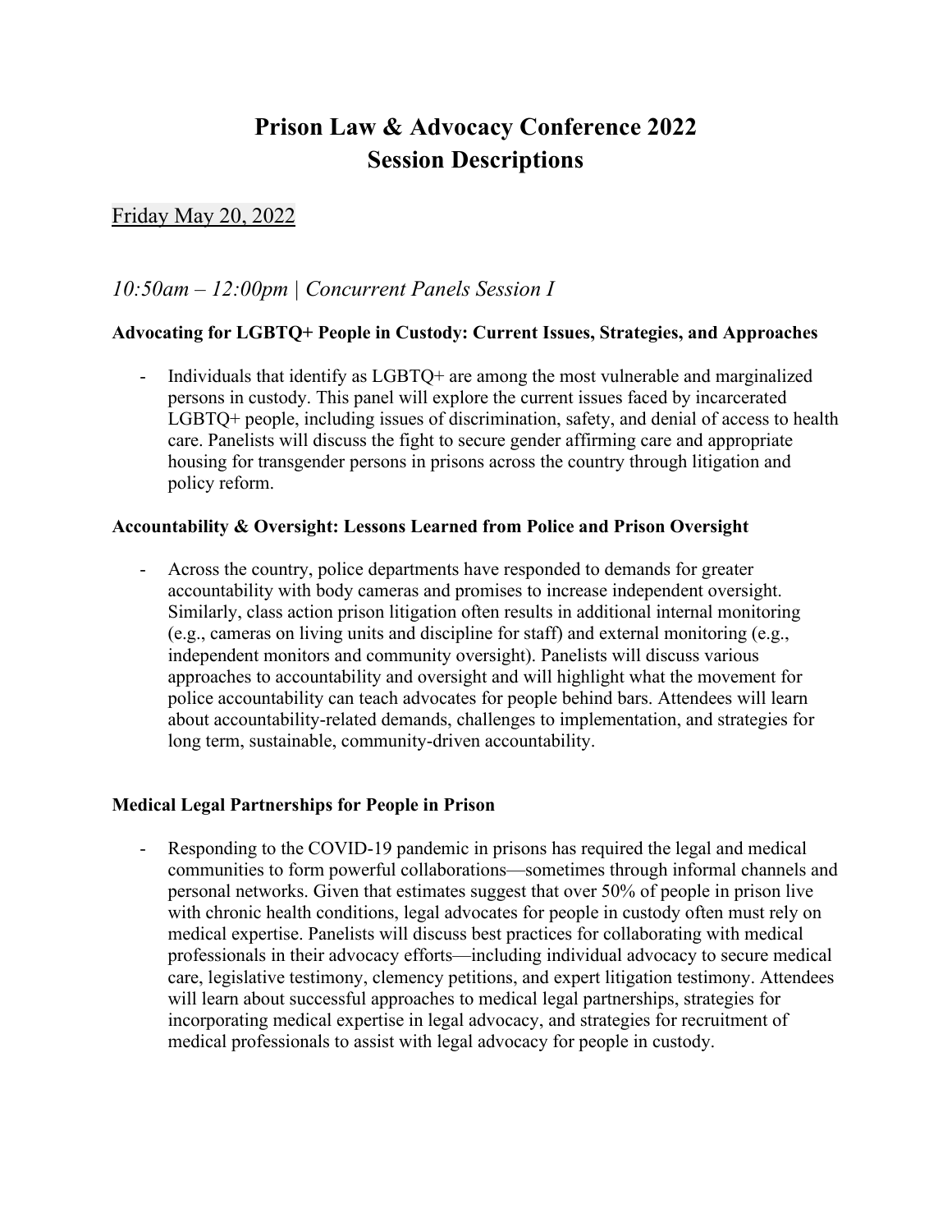# Prison Law & Advocacy Conference 2022
# Session Descriptions

## Friday May 20, 2022

### *10:50am – 12:00pm | Concurrent Panels Session I*

**Advocating for LGBTQ+ People in Custody: Current Issues, Strategies, and Approaches**

- Individuals that identify as LGBTQ+ are among the most vulnerable and marginalized persons in custody. This panel will explore the current issues faced by incarcerated LGBTQ+ people, including issues of discrimination, safety, and denial of access to health care. Panelists will discuss the fight to secure gender affirming care and appropriate housing for transgender persons in prisons across the country through litigation and policy reform.

**Accountability & Oversight: Lessons Learned from Police and Prison Oversight**

- Across the country, police departments have responded to demands for greater accountability with body cameras and promises to increase independent oversight. Similarly, class action prison litigation often results in additional internal monitoring (e.g., cameras on living units and discipline for staff) and external monitoring (e.g., independent monitors and community oversight). Panelists will discuss various approaches to accountability and oversight and will highlight what the movement for police accountability can teach advocates for people behind bars. Attendees will learn about accountability-related demands, challenges to implementation, and strategies for long term, sustainable, community-driven accountability.

**Medical Legal Partnerships for People in Prison**

- Responding to the COVID-19 pandemic in prisons has required the legal and medical communities to form powerful collaborations—sometimes through informal channels and personal networks. Given that estimates suggest that over 50% of people in prison live with chronic health conditions, legal advocates for people in custody often must rely on medical expertise. Panelists will discuss best practices for collaborating with medical professionals in their advocacy efforts—including individual advocacy to secure medical care, legislative testimony, clemency petitions, and expert litigation testimony. Attendees will learn about successful approaches to medical legal partnerships, strategies for incorporating medical expertise in legal advocacy, and strategies for recruitment of medical professionals to assist with legal advocacy for people in custody.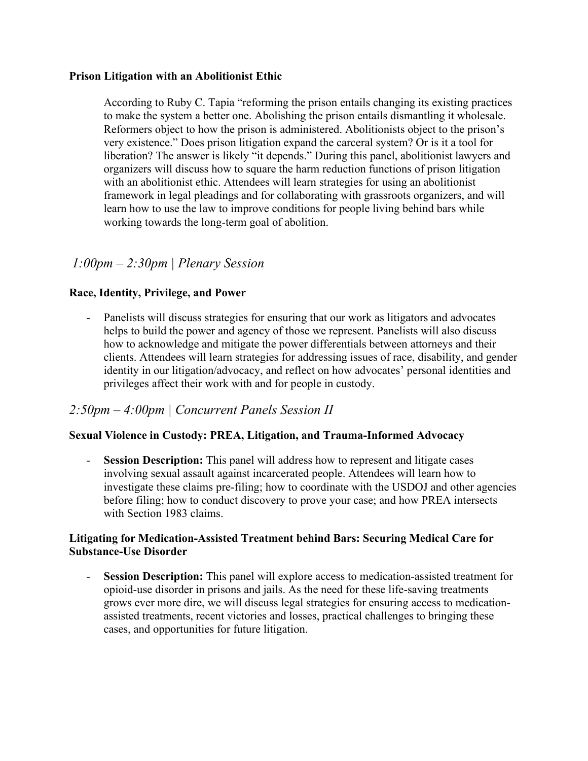**Prison Litigation with an Abolitionist Ethic**

According to Ruby C. Tapia "reforming the prison entails changing its existing practices to make the system a better one. Abolishing the prison entails dismantling it wholesale. Reformers object to how the prison is administered. Abolitionists object to the prison's very existence." Does prison litigation expand the carceral system? Or is it a tool for liberation? The answer is likely "it depends." During this panel, abolitionist lawyers and organizers will discuss how to square the harm reduction functions of prison litigation with an abolitionist ethic. Attendees will learn strategies for using an abolitionist framework in legal pleadings and for collaborating with grassroots organizers, and will learn how to use the law to improve conditions for people living behind bars while working towards the long-term goal of abolition.

## *1:00pm – 2:30pm | Plenary Session*

**Race, Identity, Privilege, and Power**

- Panelists will discuss strategies for ensuring that our work as litigators and advocates helps to build the power and agency of those we represent. Panelists will also discuss how to acknowledge and mitigate the power differentials between attorneys and their clients. Attendees will learn strategies for addressing issues of race, disability, and gender identity in our litigation/advocacy, and reflect on how advocates' personal identities and privileges affect their work with and for people in custody.

## *2:50pm – 4:00pm | Concurrent Panels Session II*

**Sexual Violence in Custody: PREA, Litigation, and Trauma-Informed Advocacy**

- **Session Description:** This panel will address how to represent and litigate cases involving sexual assault against incarcerated people. Attendees will learn how to investigate these claims pre-filing; how to coordinate with the USDOJ and other agencies before filing; how to conduct discovery to prove your case; and how PREA intersects with Section 1983 claims.

**Litigating for Medication-Assisted Treatment behind Bars: Securing Medical Care for Substance-Use Disorder**

- **Session Description:** This panel will explore access to medication-assisted treatment for opioid-use disorder in prisons and jails. As the need for these life-saving treatments grows ever more dire, we will discuss legal strategies for ensuring access to medication-assisted treatments, recent victories and losses, practical challenges to bringing these cases, and opportunities for future litigation.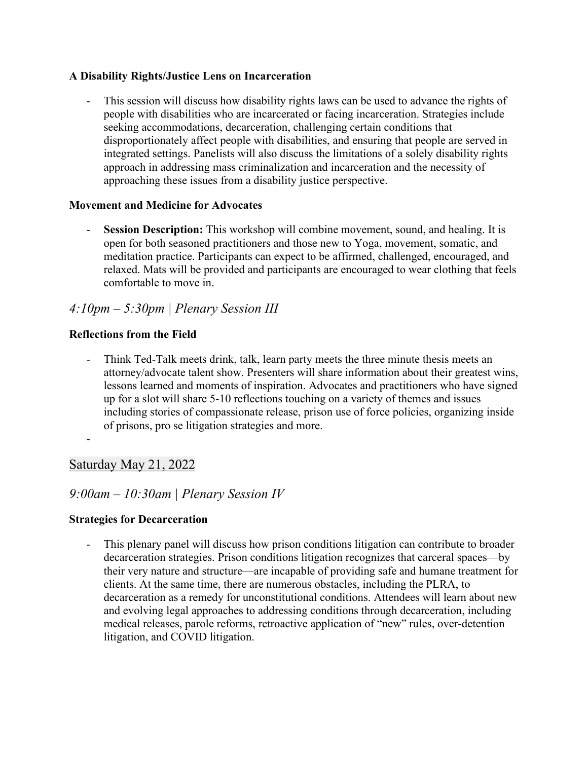**A Disability Rights/Justice Lens on Incarceration**

- This session will discuss how disability rights laws can be used to advance the rights of people with disabilities who are incarcerated or facing incarceration. Strategies include seeking accommodations, decarceration, challenging certain conditions that disproportionately affect people with disabilities, and ensuring that people are served in integrated settings. Panelists will also discuss the limitations of a solely disability rights approach in addressing mass criminalization and incarceration and the necessity of approaching these issues from a disability justice perspective.

**Movement and Medicine for Advocates**

- **Session Description:** This workshop will combine movement, sound, and healing. It is open for both seasoned practitioners and those new to Yoga, movement, somatic, and meditation practice. Participants can expect to be affirmed, challenged, encouraged, and relaxed. Mats will be provided and participants are encouraged to wear clothing that feels comfortable to move in.

## *4:10pm – 5:30pm | Plenary Session III*

**Reflections from the Field**

- Think Ted-Talk meets drink, talk, learn party meets the three minute thesis meets an attorney/advocate talent show. Presenters will share information about their greatest wins, lessons learned and moments of inspiration. Advocates and practitioners who have signed up for a slot will share 5-10 reflections touching on a variety of themes and issues including stories of compassionate release, prison use of force policies, organizing inside of prisons, pro se litigation strategies and more.
-

## Saturday May 21, 2022

## *9:00am – 10:30am | Plenary Session IV*

**Strategies for Decarceration**

- This plenary panel will discuss how prison conditions litigation can contribute to broader decarceration strategies. Prison conditions litigation recognizes that carceral spaces—by their very nature and structure—are incapable of providing safe and humane treatment for clients. At the same time, there are numerous obstacles, including the PLRA, to decarceration as a remedy for unconstitutional conditions. Attendees will learn about new and evolving legal approaches to addressing conditions through decarceration, including medical releases, parole reforms, retroactive application of "new" rules, over-detention litigation, and COVID litigation.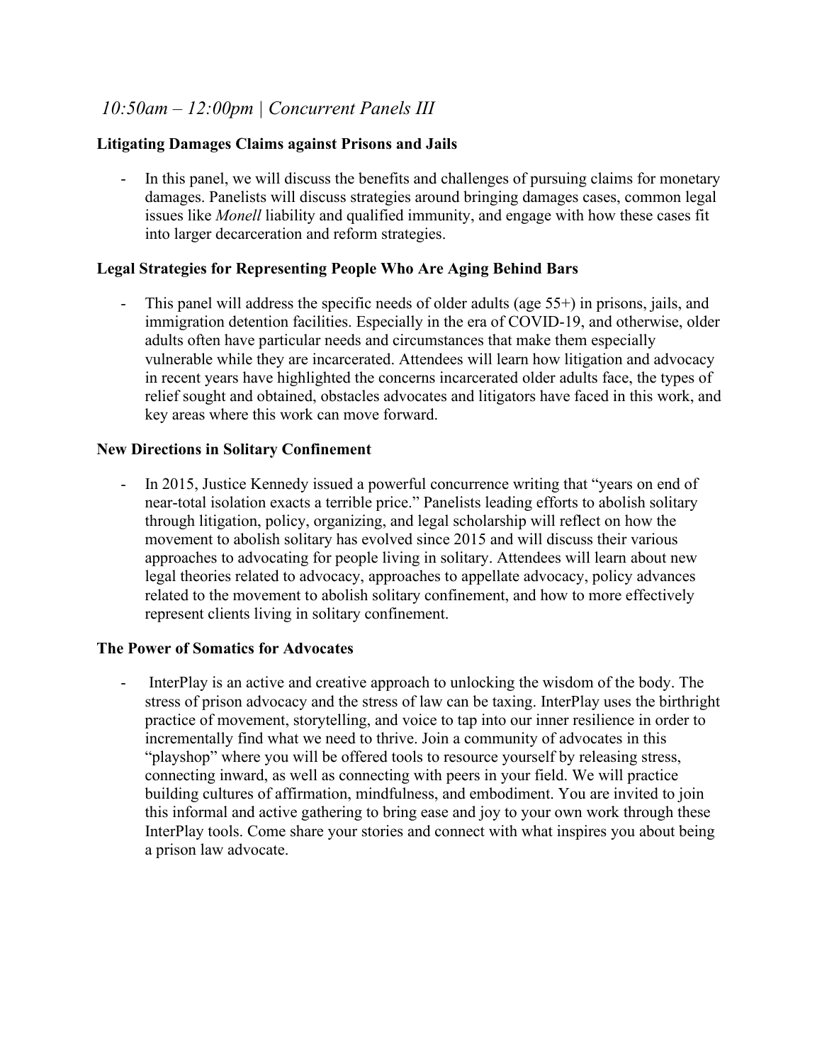## *10:50am – 12:00pm | Concurrent Panels III*

**Litigating Damages Claims against Prisons and Jails**

- In this panel, we will discuss the benefits and challenges of pursuing claims for monetary damages. Panelists will discuss strategies around bringing damages cases, common legal issues like *Monell* liability and qualified immunity, and engage with how these cases fit into larger decarceration and reform strategies.

**Legal Strategies for Representing People Who Are Aging Behind Bars**

- This panel will address the specific needs of older adults (age 55+) in prisons, jails, and immigration detention facilities. Especially in the era of COVID-19, and otherwise, older adults often have particular needs and circumstances that make them especially vulnerable while they are incarcerated. Attendees will learn how litigation and advocacy in recent years have highlighted the concerns incarcerated older adults face, the types of relief sought and obtained, obstacles advocates and litigators have faced in this work, and key areas where this work can move forward.

**New Directions in Solitary Confinement**

- In 2015, Justice Kennedy issued a powerful concurrence writing that "years on end of near-total isolation exacts a terrible price." Panelists leading efforts to abolish solitary through litigation, policy, organizing, and legal scholarship will reflect on how the movement to abolish solitary has evolved since 2015 and will discuss their various approaches to advocating for people living in solitary. Attendees will learn about new legal theories related to advocacy, approaches to appellate advocacy, policy advances related to the movement to abolish solitary confinement, and how to more effectively represent clients living in solitary confinement.

**The Power of Somatics for Advocates**

- InterPlay is an active and creative approach to unlocking the wisdom of the body. The stress of prison advocacy and the stress of law can be taxing. InterPlay uses the birthright practice of movement, storytelling, and voice to tap into our inner resilience in order to incrementally find what we need to thrive. Join a community of advocates in this "playshop" where you will be offered tools to resource yourself by releasing stress, connecting inward, as well as connecting with peers in your field. We will practice building cultures of affirmation, mindfulness, and embodiment. You are invited to join this informal and active gathering to bring ease and joy to your own work through these InterPlay tools. Come share your stories and connect with what inspires you about being a prison law advocate.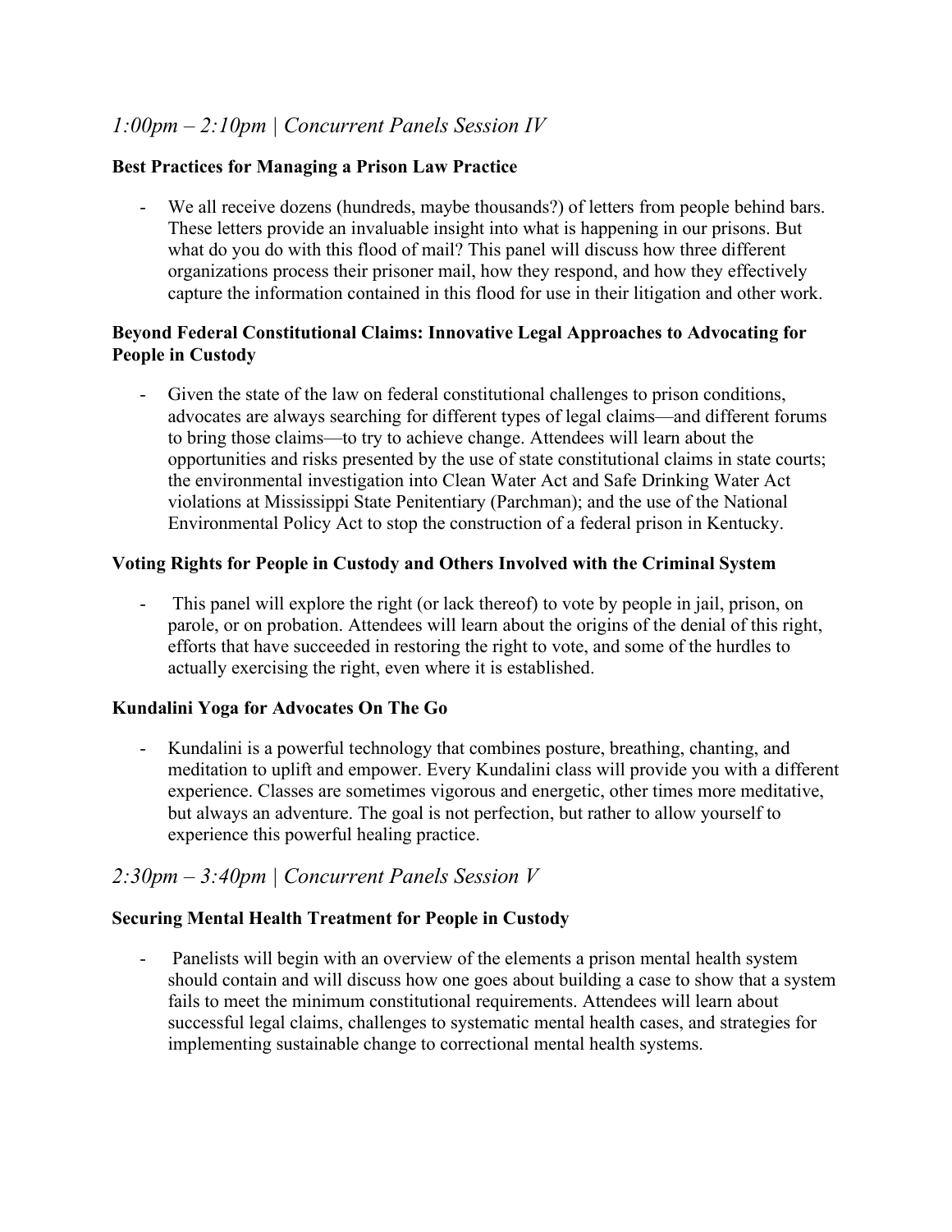## *1:00pm – 2:10pm | Concurrent Panels Session IV*

**Best Practices for Managing a Prison Law Practice**

- We all receive dozens (hundreds, maybe thousands?) of letters from people behind bars. These letters provide an invaluable insight into what is happening in our prisons. But what do you do with this flood of mail? This panel will discuss how three different organizations process their prisoner mail, how they respond, and how they effectively capture the information contained in this flood for use in their litigation and other work.

**Beyond Federal Constitutional Claims: Innovative Legal Approaches to Advocating for People in Custody**

- Given the state of the law on federal constitutional challenges to prison conditions, advocates are always searching for different types of legal claims—and different forums to bring those claims—to try to achieve change. Attendees will learn about the opportunities and risks presented by the use of state constitutional claims in state courts; the environmental investigation into Clean Water Act and Safe Drinking Water Act violations at Mississippi State Penitentiary (Parchman); and the use of the National Environmental Policy Act to stop the construction of a federal prison in Kentucky.

**Voting Rights for People in Custody and Others Involved with the Criminal System**

- This panel will explore the right (or lack thereof) to vote by people in jail, prison, on parole, or on probation. Attendees will learn about the origins of the denial of this right, efforts that have succeeded in restoring the right to vote, and some of the hurdles to actually exercising the right, even where it is established.

**Kundalini Yoga for Advocates On The Go**

- Kundalini is a powerful technology that combines posture, breathing, chanting, and meditation to uplift and empower. Every Kundalini class will provide you with a different experience. Classes are sometimes vigorous and energetic, other times more meditative, but always an adventure. The goal is not perfection, but rather to allow yourself to experience this powerful healing practice.

## *2:30pm – 3:40pm | Concurrent Panels Session V*

**Securing Mental Health Treatment for People in Custody**

- Panelists will begin with an overview of the elements a prison mental health system should contain and will discuss how one goes about building a case to show that a system fails to meet the minimum constitutional requirements. Attendees will learn about successful legal claims, challenges to systematic mental health cases, and strategies for implementing sustainable change to correctional mental health systems.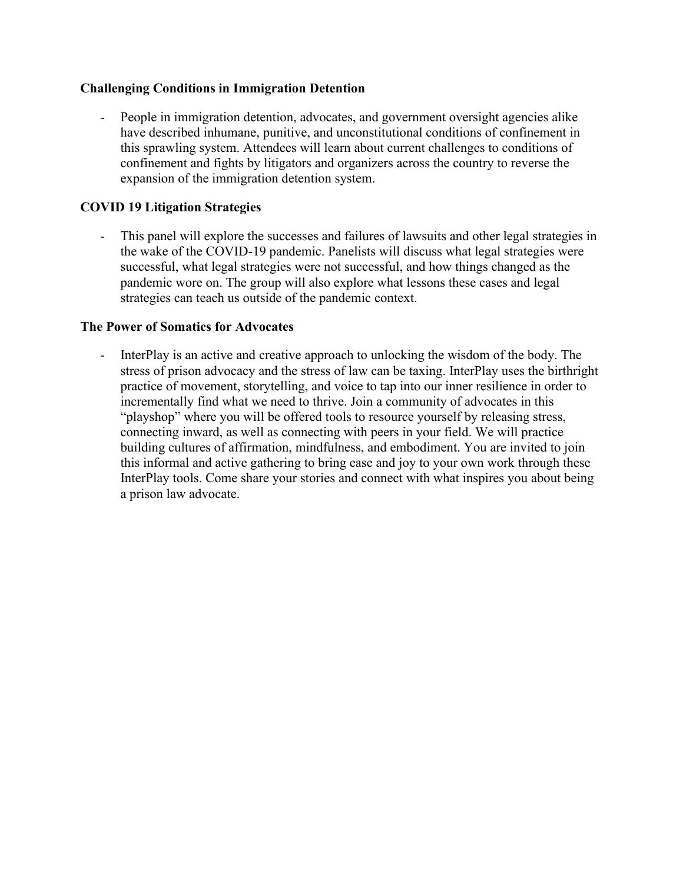**Challenging Conditions in Immigration Detention**

- People in immigration detention, advocates, and government oversight agencies alike have described inhumane, punitive, and unconstitutional conditions of confinement in this sprawling system. Attendees will learn about current challenges to conditions of confinement and fights by litigators and organizers across the country to reverse the expansion of the immigration detention system.

**COVID 19 Litigation Strategies**

- This panel will explore the successes and failures of lawsuits and other legal strategies in the wake of the COVID-19 pandemic. Panelists will discuss what legal strategies were successful, what legal strategies were not successful, and how things changed as the pandemic wore on. The group will also explore what lessons these cases and legal strategies can teach us outside of the pandemic context.

**The Power of Somatics for Advocates**

- InterPlay is an active and creative approach to unlocking the wisdom of the body. The stress of prison advocacy and the stress of law can be taxing. InterPlay uses the birthright practice of movement, storytelling, and voice to tap into our inner resilience in order to incrementally find what we need to thrive. Join a community of advocates in this "playshop" where you will be offered tools to resource yourself by releasing stress, connecting inward, as well as connecting with peers in your field. We will practice building cultures of affirmation, mindfulness, and embodiment. You are invited to join this informal and active gathering to bring ease and joy to your own work through these InterPlay tools. Come share your stories and connect with what inspires you about being a prison law advocate.